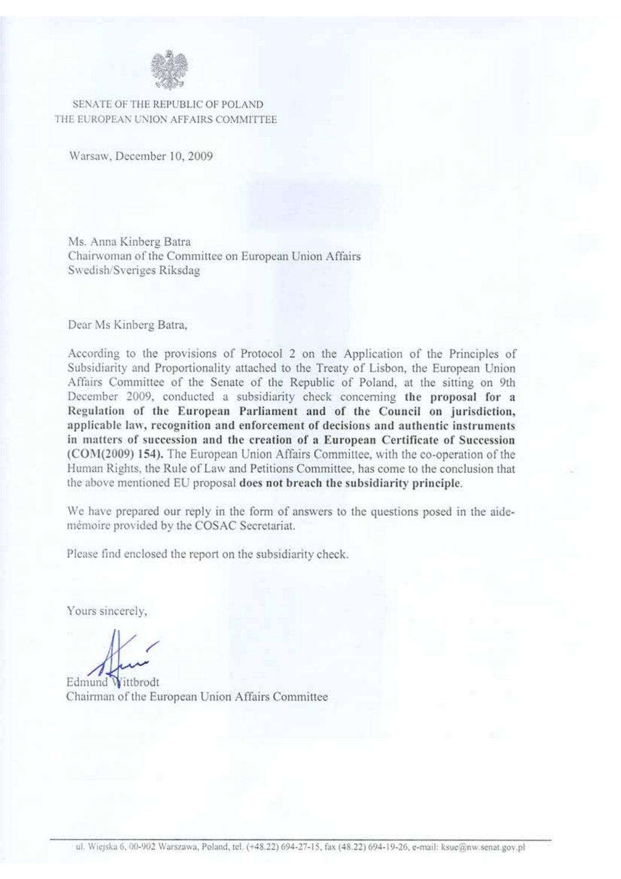SENATE OF THE REPUBLIC OF POLAND
THE EUROPEAN UNION AFFAIRS COMMITTEE

Warsaw, December 10, 2009

Ms. Anna Kinberg Batra
Chairwoman of the Committee on European Union Affairs
Swedish/Sveriges Riksdag

Dear Ms Kinberg Batra,

According to the provisions of Protocol 2 on the Application of the Principles of Subsidiarity and Proportionality attached to the Treaty of Lisbon, the European Union Affairs Committee of the Senate of the Republic of Poland, at the sitting on 9th December 2009, conducted a subsidiarity check concerning **the proposal for a Regulation of the European Parliament and of the Council on jurisdiction, applicable law, recognition and enforcement of decisions and authentic instruments in matters of succession and the creation of a European Certificate of Succession (COM(2009) 154).** The European Union Affairs Committee, with the co-operation of the Human Rights, the Rule of Law and Petitions Committee, has come to the conclusion that the above mentioned EU proposal **does not breach the subsidiarity principle**.

We have prepared our reply in the form of answers to the questions posed in the aide-mémoire provided by the COSAC Secretariat.

Please find enclosed the report on the subsidiarity check.

Yours sincerely,

Edmund Wittbrodt
Chairman of the European Union Affairs Committee

ul. Wiejska 6, 00-902 Warszawa, Poland, tel. (+48.22) 694-27-15, fax (48.22) 694-19-26, e-mail: ksue@nw.senat.gov.pl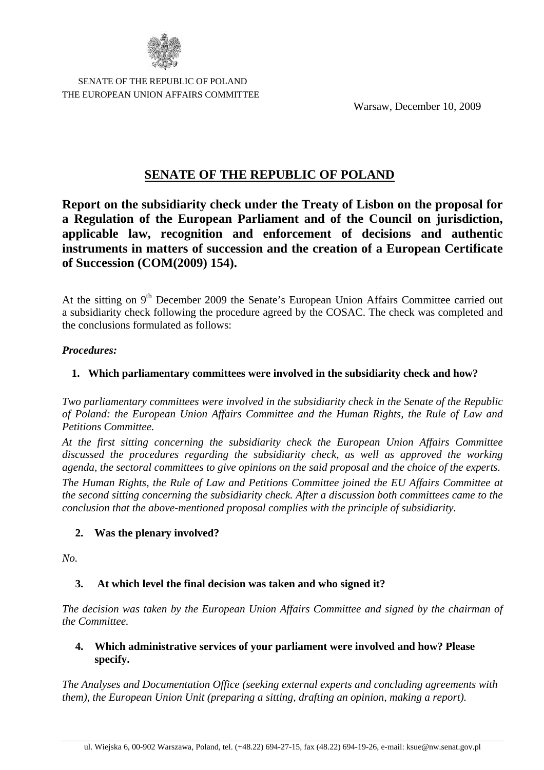SENATE OF THE REPUBLIC OF POLAND
THE EUROPEAN UNION AFFAIRS COMMITTEE

Warsaw, December 10, 2009

# SENATE OF THE REPUBLIC OF POLAND

## Report on the subsidiarity check under the Treaty of Lisbon on the proposal for a Regulation of the European Parliament and of the Council on jurisdiction, applicable law, recognition and enforcement of decisions and authentic instruments in matters of succession and the creation of a European Certificate of Succession (COM(2009) 154).

At the sitting on 9th December 2009 the Senate's European Union Affairs Committee carried out a subsidiarity check following the procedure agreed by the COSAC. The check was completed and the conclusions formulated as follows:

***Procedures:***

1. **Which parliamentary committees were involved in the subsidiarity check and how?**

*Two parliamentary committees were involved in the subsidiarity check in the Senate of the Republic of Poland: the European Union Affairs Committee and the Human Rights, the Rule of Law and Petitions Committee.*

*At the first sitting concerning the subsidiarity check the European Union Affairs Committee discussed the procedures regarding the subsidiarity check, as well as approved the working agenda, the sectoral committees to give opinions on the said proposal and the choice of the experts.*

*The Human Rights, the Rule of Law and Petitions Committee joined the EU Affairs Committee at the second sitting concerning the subsidiarity check. After a discussion both committees came to the conclusion that the above-mentioned proposal complies with the principle of subsidiarity.*

2. **Was the plenary involved?**

*No.*

3. **At which level the final decision was taken and who signed it?**

*The decision was taken by the European Union Affairs Committee and signed by the chairman of the Committee.*

4. **Which administrative services of your parliament were involved and how? Please specify.**

*The Analyses and Documentation Office (seeking external experts and concluding agreements with them), the European Union Unit (preparing a sitting, drafting an opinion, making a report).*

ul. Wiejska 6, 00-902 Warszawa, Poland, tel. (+48.22) 694-27-15, fax (48.22) 694-19-26, e-mail: ksue@nw.senat.gov.pl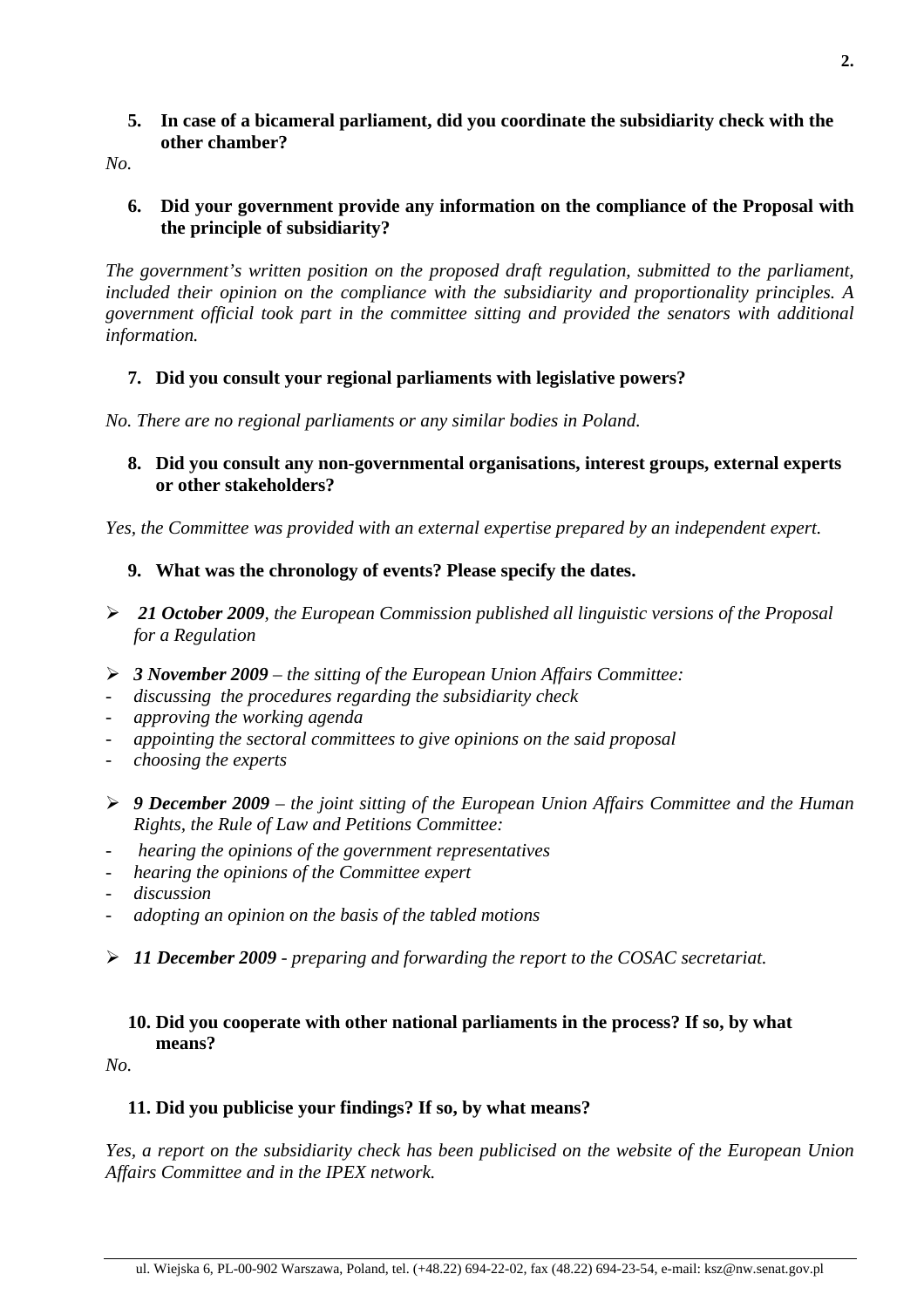**5. In case of a bicameral parliament, did you coordinate the subsidiarity check with the other chamber?**

*No.*

**6. Did your government provide any information on the compliance of the Proposal with the principle of subsidiarity?**

*The government's written position on the proposed draft regulation, submitted to the parliament, included their opinion on the compliance with the subsidiarity and proportionality principles. A government official took part in the committee sitting and provided the senators with additional information.*

**7. Did you consult your regional parliaments with legislative powers?**

*No. There are no regional parliaments or any similar bodies in Poland.*

**8. Did you consult any non-governmental organisations, interest groups, external experts or other stakeholders?**

*Yes, the Committee was provided with an external expertise prepared by an independent expert.*

**9. What was the chronology of events? Please specify the dates.**

- ***21 October 2009****, the European Commission published all linguistic versions of the Proposal for a Regulation*
- ***3 November 2009*** *– the sitting of the European Union Affairs Committee:*
  - *discussing the procedures regarding the subsidiarity check*
  - *approving the working agenda*
  - *appointing the sectoral committees to give opinions on the said proposal*
  - *choosing the experts*
- ***9 December 2009*** *– the joint sitting of the European Union Affairs Committee and the Human Rights, the Rule of Law and Petitions Committee:*
  - *hearing the opinions of the government representatives*
  - *hearing the opinions of the Committee expert*
  - *discussion*
  - *adopting an opinion on the basis of the tabled motions*
- ***11 December 2009*** *- preparing and forwarding the report to the COSAC secretariat.*

**10. Did you cooperate with other national parliaments in the process? If so, by what means?**

*No.*

**11. Did you publicise your findings? If so, by what means?**

*Yes, a report on the subsidiarity check has been publicised on the website of the European Union Affairs Committee and in the IPEX network.*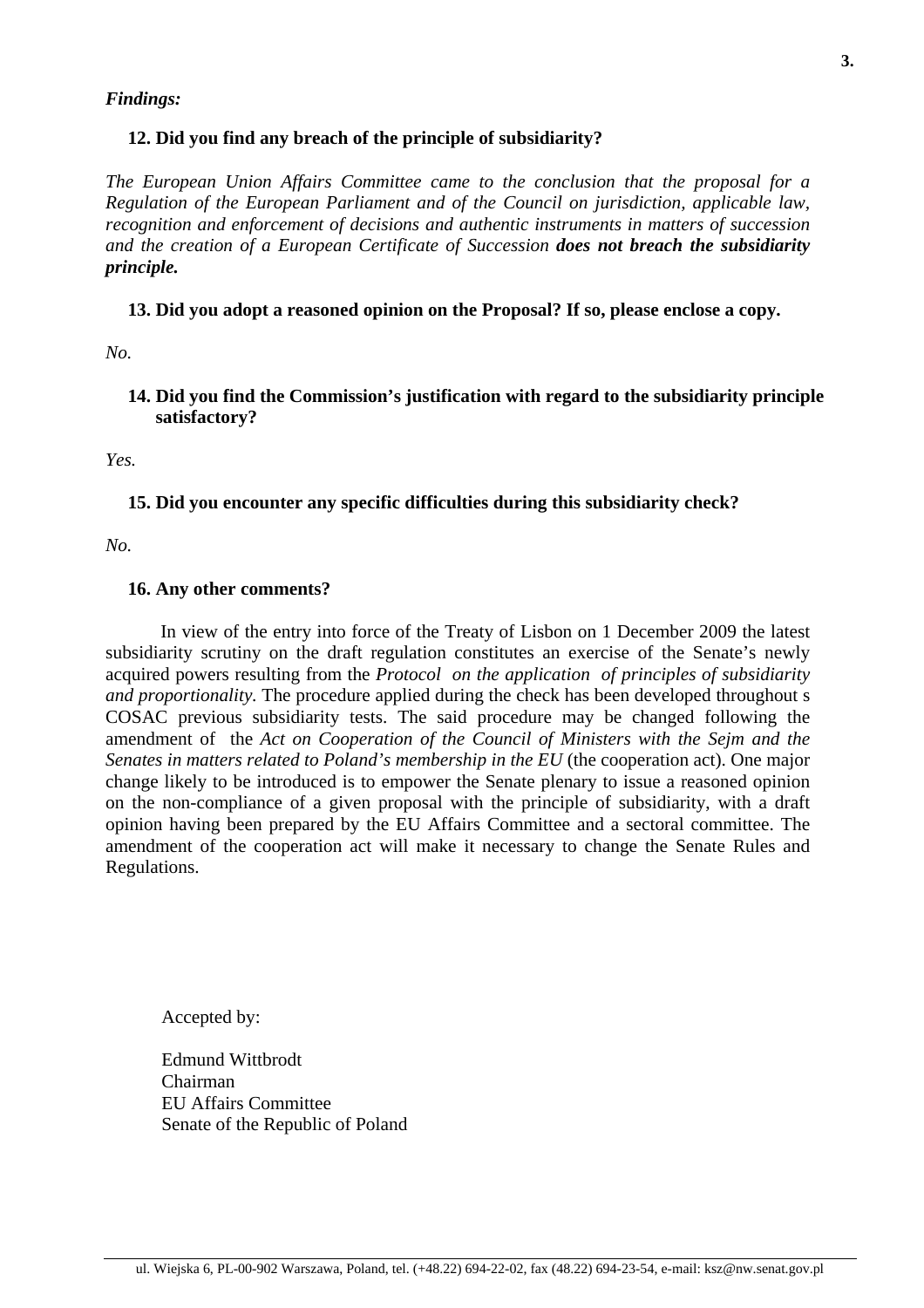*Findings:*

**12. Did you find any breach of the principle of subsidiarity?**

*The European Union Affairs Committee came to the conclusion that the proposal for a Regulation of the European Parliament and of the Council on jurisdiction, applicable law, recognition and enforcement of decisions and authentic instruments in matters of succession and the creation of a European Certificate of Succession* ***does not breach the subsidiarity principle.***

**13. Did you adopt a reasoned opinion on the Proposal? If so, please enclose a copy.**

*No.*

**14. Did you find the Commission's justification with regard to the subsidiarity principle satisfactory?**

*Yes.*

**15. Did you encounter any specific difficulties during this subsidiarity check?**

*No.*

**16. Any other comments?**

In view of the entry into force of the Treaty of Lisbon on 1 December 2009 the latest subsidiarity scrutiny on the draft regulation constitutes an exercise of the Senate's newly acquired powers resulting from the *Protocol on the application of principles of subsidiarity and proportionality*. The procedure applied during the check has been developed throughout s COSAC previous subsidiarity tests. The said procedure may be changed following the amendment of the *Act on Cooperation of the Council of Ministers with the Sejm and the Senates in matters related to Poland's membership in the EU* (the cooperation act). One major change likely to be introduced is to empower the Senate plenary to issue a reasoned opinion on the non-compliance of a given proposal with the principle of subsidiarity, with a draft opinion having been prepared by the EU Affairs Committee and a sectoral committee. The amendment of the cooperation act will make it necessary to change the Senate Rules and Regulations.

Accepted by:

Edmund Wittbrodt
Chairman
EU Affairs Committee
Senate of the Republic of Poland

ul. Wiejska 6, PL-00-902 Warszawa, Poland, tel. (+48.22) 694-22-02, fax (48.22) 694-23-54, e-mail: ksz@nw.senat.gov.pl